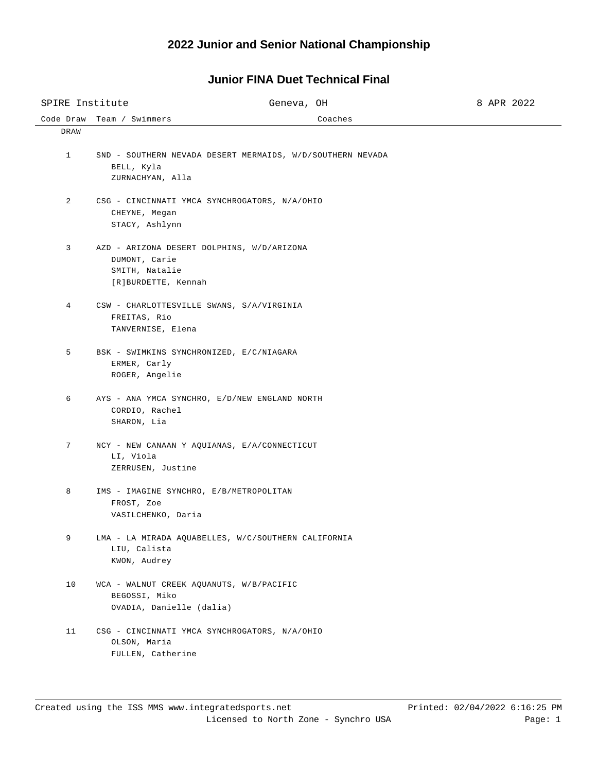# 2022 Junior and Senior National Championship

## Junior FINA Duet Technical Final

SPIRE Institute — Geneva, OH — 8 APR 2022

| Code Draw | Team / Swimmers | Coaches |
|---|---|---|
| DRAW | | |
| 1 | SND - SOUTHERN NEVADA DESERT MERMAIDS, W/D/SOUTHERN NEVADA<br>BELL, Kyla<br>ZURNACHYAN, Alla | |
| 2 | CSG - CINCINNATI YMCA SYNCHROGATORS, N/A/OHIO<br>CHEYNE, Megan<br>STACY, Ashlynn | |
| 3 | AZD - ARIZONA DESERT DOLPHINS, W/D/ARIZONA<br>DUMONT, Carie<br>SMITH, Natalie<br>[R]BURDETTE, Kennah | |
| 4 | CSW - CHARLOTTESVILLE SWANS, S/A/VIRGINIA<br>FREITAS, Rio<br>TANVERNISE, Elena | |
| 5 | BSK - SWIMKINS SYNCHRONIZED, E/C/NIAGARA<br>ERMER, Carly<br>ROGER, Angelie | |
| 6 | AYS - ANA YMCA SYNCHRO, E/D/NEW ENGLAND NORTH<br>CORDIO, Rachel<br>SHARON, Lia | |
| 7 | NCY - NEW CANAAN Y AQUIANAS, E/A/CONNECTICUT<br>LI, Viola<br>ZERRUSEN, Justine | |
| 8 | IMS - IMAGINE SYNCHRO, E/B/METROPOLITAN<br>FROST, Zoe<br>VASILCHENKO, Daria | |
| 9 | LMA - LA MIRADA AQUABELLES, W/C/SOUTHERN CALIFORNIA<br>LIU, Calista<br>KWON, Audrey | |
| 10 | WCA - WALNUT CREEK AQUANUTS, W/B/PACIFIC<br>BEGOSSI, Miko<br>OVADIA, Danielle (dalia) | |
| 11 | CSG - CINCINNATI YMCA SYNCHROGATORS, N/A/OHIO<br>OLSON, Maria<br>FULLEN, Catherine | |

Created using the ISS MMS www.integratedsports.net — Printed: 02/04/2022 6:16:25 PM

Licensed to North Zone - Synchro USA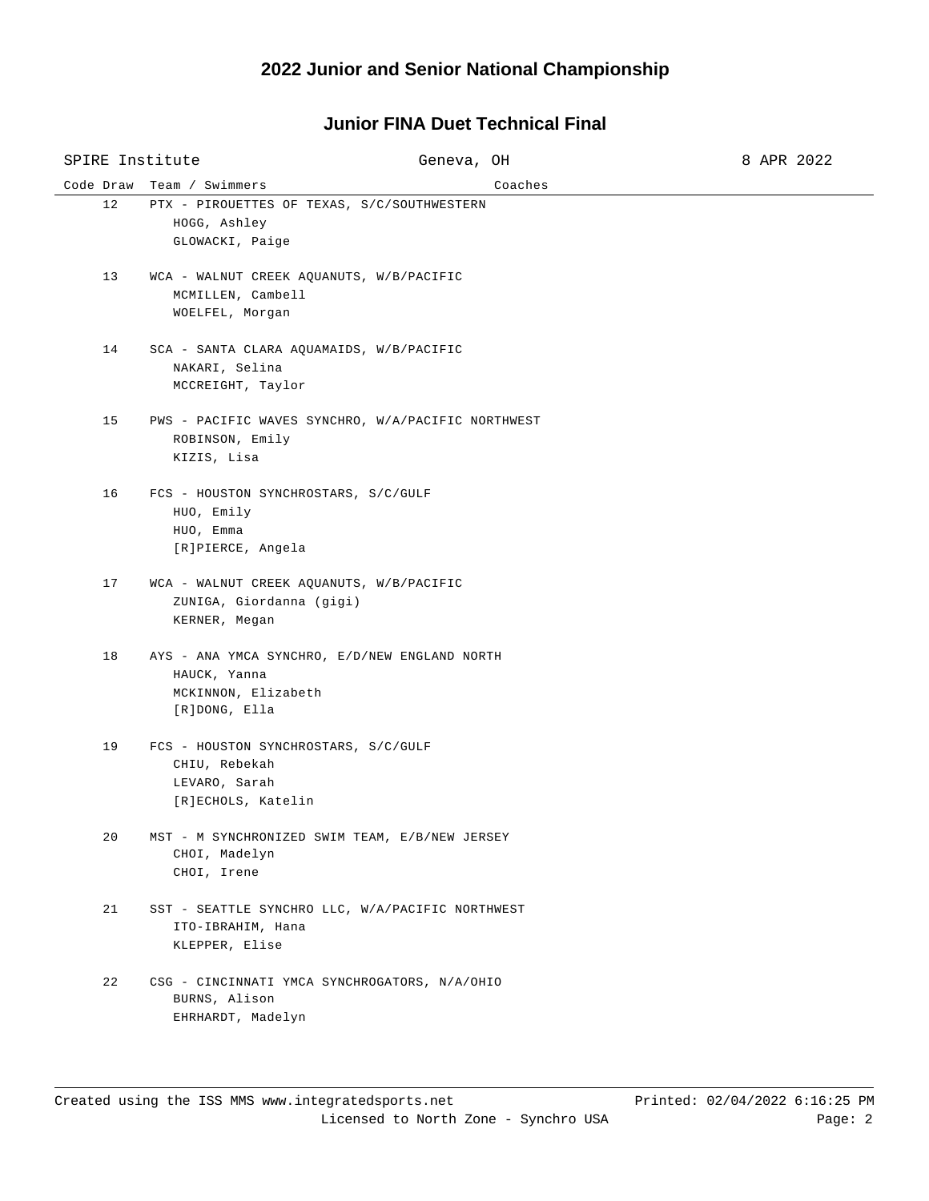# 2022 Junior and Senior National Championship

## Junior FINA Duet Technical Final

SPIRE Institute — Geneva, OH — 8 APR 2022

| Code Draw | Team / Swimmers | Coaches |
|---|---|---|
| 12 | PTX - PIROUETTES OF TEXAS, S/C/SOUTHWESTERN<br>HOGG, Ashley<br>GLOWACKI, Paige | |
| 13 | WCA - WALNUT CREEK AQUANUTS, W/B/PACIFIC<br>MCMILLEN, Cambell<br>WOELFEL, Morgan | |
| 14 | SCA - SANTA CLARA AQUAMAIDS, W/B/PACIFIC<br>NAKARI, Selina<br>MCCREIGHT, Taylor | |
| 15 | PWS - PACIFIC WAVES SYNCHRO, W/A/PACIFIC NORTHWEST<br>ROBINSON, Emily<br>KIZIS, Lisa | |
| 16 | FCS - HOUSTON SYNCHROSTARS, S/C/GULF<br>HUO, Emily<br>HUO, Emma<br>[R]PIERCE, Angela | |
| 17 | WCA - WALNUT CREEK AQUANUTS, W/B/PACIFIC<br>ZUNIGA, Giordanna (gigi)<br>KERNER, Megan | |
| 18 | AYS - ANA YMCA SYNCHRO, E/D/NEW ENGLAND NORTH<br>HAUCK, Yanna<br>MCKINNON, Elizabeth<br>[R]DONG, Ella | |
| 19 | FCS - HOUSTON SYNCHROSTARS, S/C/GULF<br>CHIU, Rebekah<br>LEVARO, Sarah<br>[R]ECHOLS, Katelin | |
| 20 | MST - M SYNCHRONIZED SWIM TEAM, E/B/NEW JERSEY<br>CHOI, Madelyn<br>CHOI, Irene | |
| 21 | SST - SEATTLE SYNCHRO LLC, W/A/PACIFIC NORTHWEST<br>ITO-IBRAHIM, Hana<br>KLEPPER, Elise | |
| 22 | CSG - CINCINNATI YMCA SYNCHROGATORS, N/A/OHIO<br>BURNS, Alison<br>EHRHARDT, Madelyn | |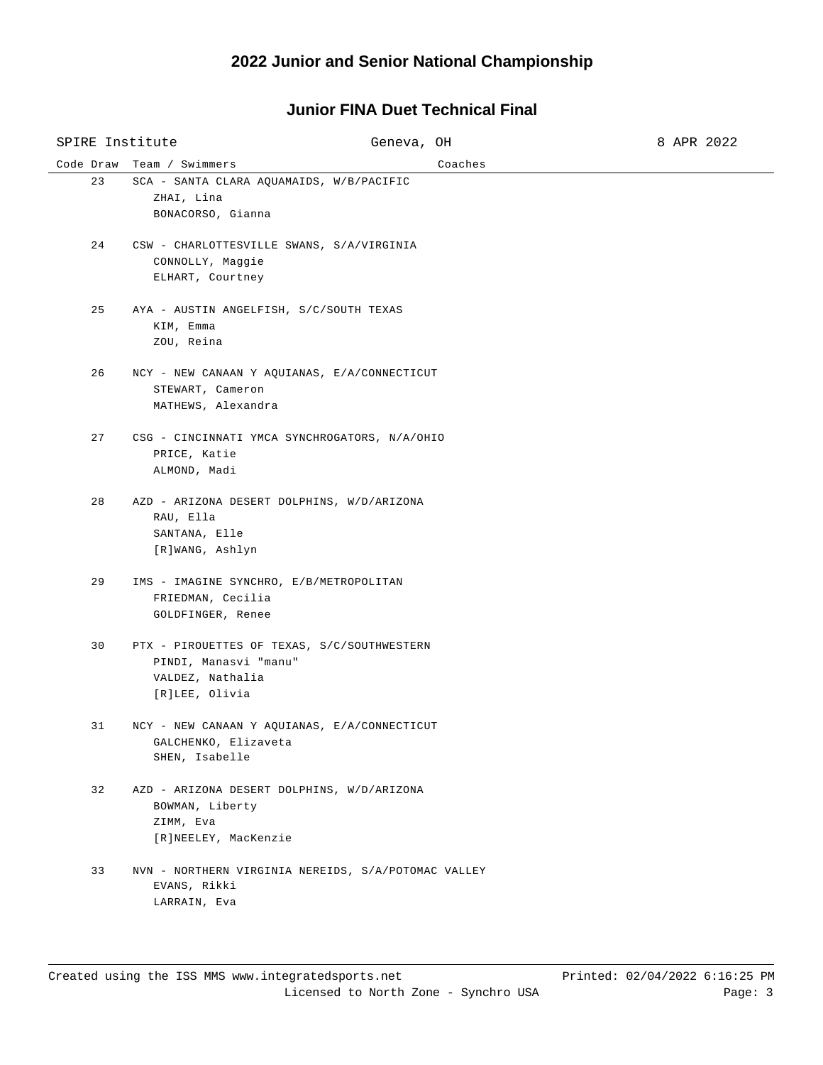# 2022 Junior and Senior National Championship

## Junior FINA Duet Technical Final

SPIRE Institute — Geneva, OH — 8 APR 2022

| Code Draw | Team / Swimmers | Coaches |
| --- | --- | --- |
| 23 | SCA - SANTA CLARA AQUAMAIDS, W/B/PACIFIC<br>ZHAI, Lina<br>BONACORSO, Gianna | |
| 24 | CSW - CHARLOTTESVILLE SWANS, S/A/VIRGINIA<br>CONNOLLY, Maggie<br>ELHART, Courtney | |
| 25 | AYA - AUSTIN ANGELFISH, S/C/SOUTH TEXAS<br>KIM, Emma<br>ZOU, Reina | |
| 26 | NCY - NEW CANAAN Y AQUIANAS, E/A/CONNECTICUT<br>STEWART, Cameron<br>MATHEWS, Alexandra | |
| 27 | CSG - CINCINNATI YMCA SYNCHROGATORS, N/A/OHIO<br>PRICE, Katie<br>ALMOND, Madi | |
| 28 | AZD - ARIZONA DESERT DOLPHINS, W/D/ARIZONA<br>RAU, Ella<br>SANTANA, Elle<br>[R]WANG, Ashlyn | |
| 29 | IMS - IMAGINE SYNCHRO, E/B/METROPOLITAN<br>FRIEDMAN, Cecilia<br>GOLDFINGER, Renee | |
| 30 | PTX - PIROUETTES OF TEXAS, S/C/SOUTHWESTERN<br>PINDI, Manasvi "manu"<br>VALDEZ, Nathalia<br>[R]LEE, Olivia | |
| 31 | NCY - NEW CANAAN Y AQUIANAS, E/A/CONNECTICUT<br>GALCHENKO, Elizaveta<br>SHEN, Isabelle | |
| 32 | AZD - ARIZONA DESERT DOLPHINS, W/D/ARIZONA<br>BOWMAN, Liberty<br>ZIMM, Eva<br>[R]NEELEY, MacKenzie | |
| 33 | NVN - NORTHERN VIRGINIA NEREIDS, S/A/POTOMAC VALLEY<br>EVANS, Rikki<br>LARRAIN, Eva | |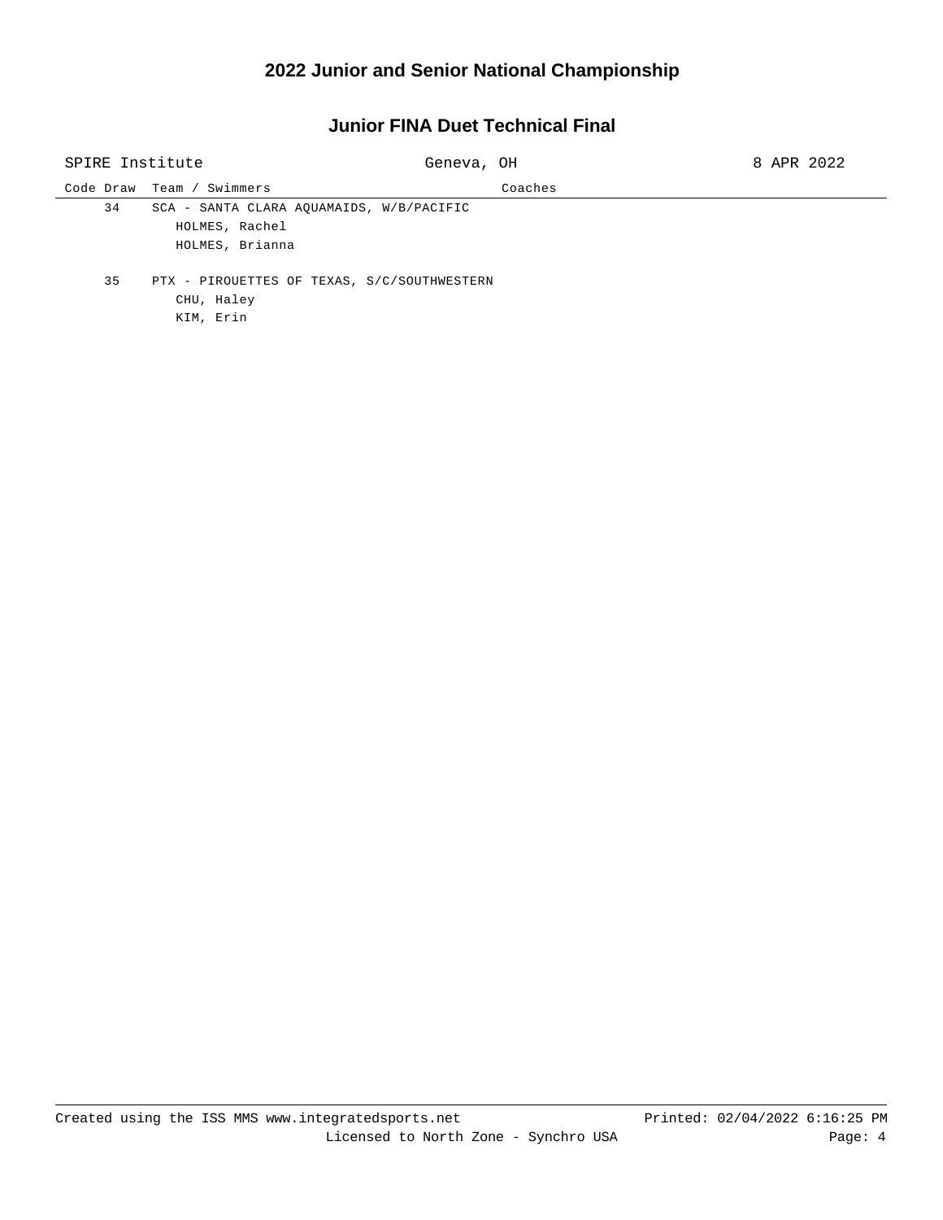# 2022 Junior and Senior National Championship

## Junior FINA Duet Technical Final

SPIRE Institute    Geneva, OH    8 APR 2022

| Code Draw | Team / Swimmers | Coaches |
|---|---|---|
| 34 | SCA - SANTA CLARA AQUAMAIDS, W/B/PACIFIC | |
| | HOLMES, Rachel | |
| | HOLMES, Brianna | |
| 35 | PTX - PIROUETTES OF TEXAS, S/C/SOUTHWESTERN | |
| | CHU, Haley | |
| | KIM, Erin | |

Created using the ISS MMS www.integratedsports.net    Printed: 02/04/2022 6:16:25 PM

Licensed to North Zone - Synchro USA